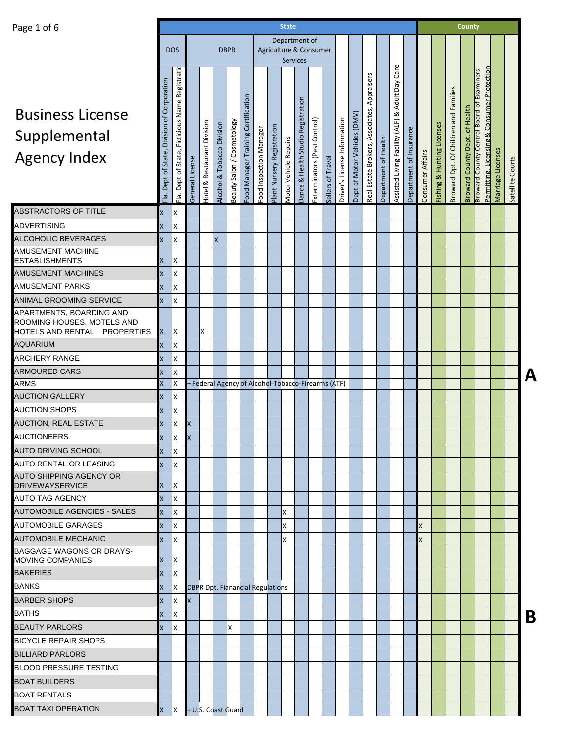# Business License Supplemental Agency Index

| | State | | | | | | | | | | | | | | | | | | | | County | | | | | | | |
|---|---|---|---|---|---|---|---|---|---|---|---|---|---|---|---|---|---|---|---|---|---|---|---|---|---|---|---|
| | DOS | | DBPR | | | | | Department of Agriculture & Consumer Services | | | | | | | | | | | | | | | | | | | |
| | Fla. Dept of State, Division of Corporation | Fla. Dept of State, Ficticious Name Registratio | General License | Hotel & Restaurant Division | Alcohol & Tobacco Division | Beauty Salon / Cosmetology | Food Manager Training Certification | Food Inspection Manager | Plant Nursery Registration | Motor Vehicle Repairs | Dance & Health Studio Registration | Exterminators (Pest Control) | Sellers of Travel | Driver's License Information | Dept of Motor Vehicles (DMV) | Real Estate Brokers, Associates, Appraisers | Department of Health | Assisted Living Facility (ALF) & Adult Day Care | Department of Insurance | Consumer Affairs | Fishing & Hunting Licenses | Broward Dpt. Of Children and Families | Broward County Dept. of Health | Broward County Central Board of Examiners | Permitting, Licensing & Consumer Protection | Marriage Licenses | Satellite Courts |
| ABSTRACTORS OF TITLE | X | X | | | | | | | | | | | | | | | | | | | | | | | | | |
| ADVERTISING | X | X | | | | | | | | | | | | | | | | | | | | | | | | | |
| ALCOHOLIC BEVERAGES | X | X | | | X | | | | | | | | | | | | | | | | | | | | | | |
| AMUSEMENT MACHINE ESTABLISHMENTS | X | X | | | | | | | | | | | | | | | | | | | | | | | | | |
| AMUSEMENT MACHINES | X | X | | | | | | | | | | | | | | | | | | | | | | | | | |
| AMUSEMENT PARKS | X | X | | | | | | | | | | | | | | | | | | | | | | | | | |
| ANIMAL GROOMING SERVICE | X | X | | | | | | | | | | | | | | | | | | | | | | | | | |
| APARTMENTS, BOARDING AND ROOMING HOUSES, MOTELS AND HOTELS AND RENTAL PROPERTIES | X | X | | X | | | | | | | | | | | | | | | | | | | | | | | |
| AQUARIUM | X | X | | | | | | | | | | | | | | | | | | | | | | | | | |
| ARCHERY RANGE | X | X | | | | | | | | | | | | | | | | | | | | | | | | | |
| ARMOURED CARS | X | X | | | | | | | | | | | | | | | | | | | | | | | | | |
| ARMS | X | X | + Federal Agency of Alcohol-Tobacco-Firearms (ATF) | | | | | | | | | | | | | | | | | | | | | | | | |
| AUCTION GALLERY | X | X | | | | | | | | | | | | | | | | | | | | | | | | | |
| AUCTION SHOPS | X | X | | | | | | | | | | | | | | | | | | | | | | | | | |
| AUCTION, REAL ESTATE | X | X | X | | | | | | | | | | | | | | | | | | | | | | | | |
| AUCTIONEERS | X | X | X | | | | | | | | | | | | | | | | | | | | | | | | |
| AUTO DRIVING SCHOOL | X | X | | | | | | | | | | | | | | | | | | | | | | | | | |
| AUTO RENTAL OR LEASING | X | X | | | | | | | | | | | | | | | | | | | | | | | | | |
| AUTO SHIPPING AGENCY OR DRIVEWAYSERVICE | X | X | | | | | | | | | | | | | | | | | | | | | | | | | |
| AUTO TAG AGENCY | X | X | | | | | | | | | | | | | | | | | | | | | | | | | |
| AUTOMOBILE AGENCIES - SALES | X | X | | | | | | | | X | | | | | | | | | | | | | | | | | |
| AUTOMOBILE GARAGES | X | X | | | | | | | | X | | | | | | | | | | X | | | | | | | |
| AUTOMOBILE MECHANIC | X | X | | | | | | | | X | | | | | | | | | | X | | | | | | | |
| BAGGAGE WAGONS OR DRAYS-MOVING COMPANIES | X | X | | | | | | | | | | | | | | | | | | | | | | | | | |
| BAKERIES | X | X | | | | | | | | | | | | | | | | | | | | | | | | | |
| BANKS | X | X | DBPR Dpt. Fianancial Regulations | | | | | | | | | | | | | | | | | | | | | | | | |
| BARBER SHOPS | X | X | X | | | | | | | | | | | | | | | | | | | | | | | | |
| BATHS | X | X | | | | | | | | | | | | | | | | | | | | | | | | | |
| BEAUTY PARLORS | X | X | | | | X | | | | | | | | | | | | | | | | | | | | | |
| BICYCLE REPAIR SHOPS | | | | | | | | | | | | | | | | | | | | | | | | | | | |
| BILLIARD PARLORS | | | | | | | | | | | | | | | | | | | | | | | | | | | |
| BLOOD PRESSURE TESTING | | | | | | | | | | | | | | | | | | | | | | | | | | | |
| BOAT BUILDERS | | | | | | | | | | | | | | | | | | | | | | | | | | | |
| BOAT RENTALS | | | | | | | | | | | | | | | | | | | | | | | | | | | |
| BOAT TAXI OPERATION | X | X | + U.S. Coast Guard | | | | | | | | | | | | | | | | | | | | | | | | |

A

B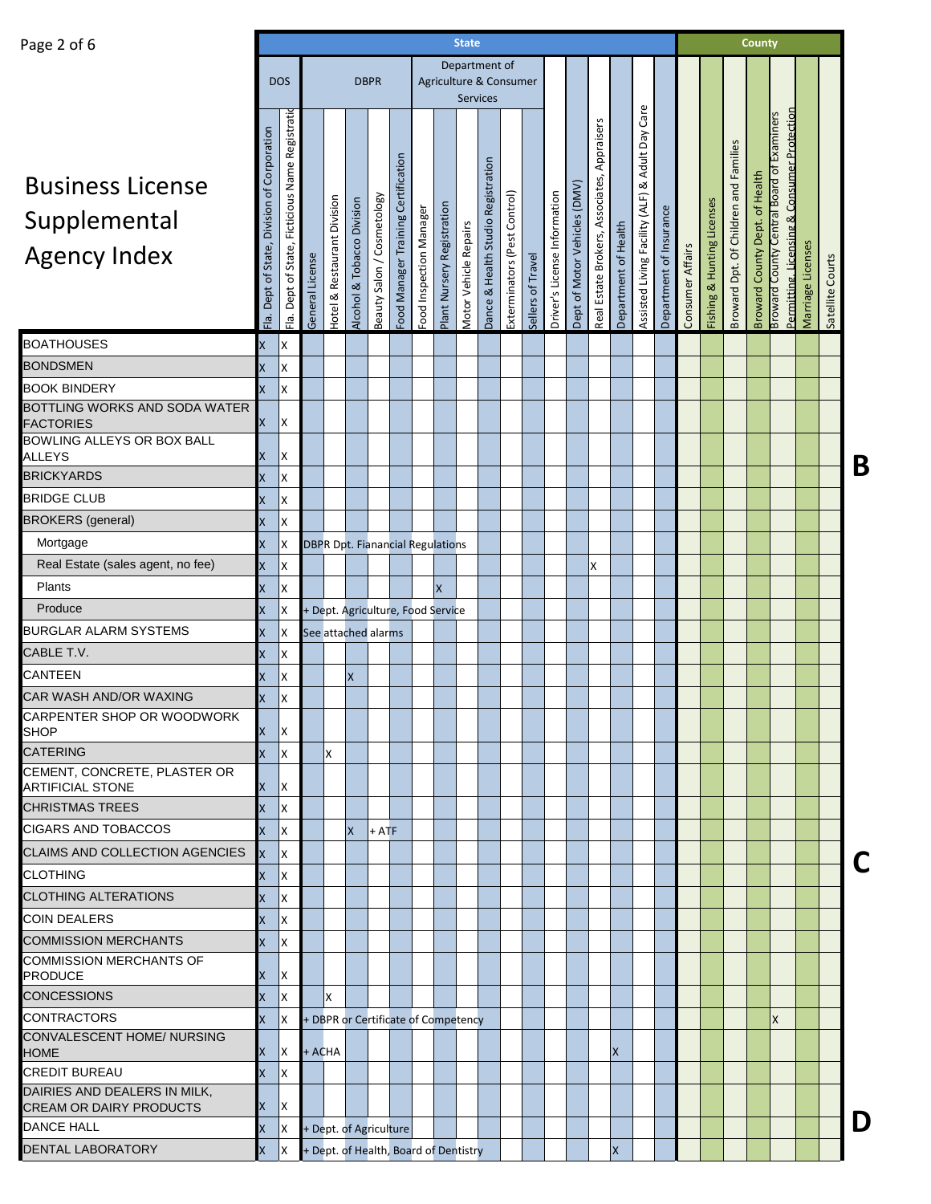# Business License Supplemental Agency Index

| | State | | | | | | | | | | | | | | | | | | | County | | | | | | |
|---|---|---|---|---|---|---|---|---|---|---|---|---|---|---|---|---|---|---|---|---|---|---|---|---|---|---|
| | DOS | | DBPR | | | | | Department of Agriculture & Consumer Services | | | | | | | | | | | | | | | | | | |
| | Fla. Dept of State, Division of Corporation | Fla. Dept of State, Ficticious Name Registratio | General License | Hotel & Restaurant Division | Alcohol & Tobacco Division | Beauty Salon / Cosmetology | Food Manager Training Certification | Food Inspection Manager | Plant Nursery Registration | Motor Vehicle Repairs | Dance & Health Studio Registration | Exterminators (Pest Control) | Sellers of Travel | Driver's License Information | Dept of Motor Vehicles (DMV) | Real Estate Brokers, Associates, Appraisers | Department of Health | Assisted Living Facility (ALF) & Adult Day Care | Department of Insurance | Consumer Affairs | Fishing & Hunting Licenses | Broward Dpt. Of Children and Families | Broward County Dept. of Health | Broward County Central Board of Examiners / Permitting, Licensing & Consumer Protection | Marriage Licenses | Satellite Courts |
| BOATHOUSES | X | X | | | | | | | | | | | | | | | | | | | | | | | | |
| BONDSMEN | X | X | | | | | | | | | | | | | | | | | | | | | | | | |
| BOOK BINDERY | X | X | | | | | | | | | | | | | | | | | | | | | | | | |
| BOTTLING WORKS AND SODA WATER FACTORIES | X | X | | | | | | | | | | | | | | | | | | | | | | | | |
| BOWLING ALLEYS OR BOX BALL ALLEYS | X | X | | | | | | | | | | | | | | | | | | | | | | | | |
| BRICKYARDS | X | X | | | | | | | | | | | | | | | | | | | | | | | | |
| BRIDGE CLUB | X | X | | | | | | | | | | | | | | | | | | | | | | | | |
| BROKERS (general) | X | X | | | | | | | | | | | | | | | | | | | | | | | | |
| Mortgage | X | X | DBPR Dpt. Fianancial Regulations | | | | | | | | | | | | | | | | | | | | | | | |
| Real Estate (sales agent, no fee) | X | X | | | | | | | | | | | | | | X | | | | | | | | | | |
| Plants | X | X | | | | | | | X | | | | | | | | | | | | | | | | | |
| Produce | X | X | + Dept. Agriculture, Food Service | | | | | | | | | | | | | | | | | | | | | | | |
| BURGLAR ALARM SYSTEMS | X | X | See attached alarms | | | | | | | | | | | | | | | | | | | | | | | |
| CABLE T.V. | X | X | | | | | | | | | | | | | | | | | | | | | | | | |
| CANTEEN | X | X | | | X | | | | | | | | | | | | | | | | | | | | | |
| CAR WASH AND/OR WAXING | X | X | | | | | | | | | | | | | | | | | | | | | | | | |
| CARPENTER SHOP OR WOODWORK SHOP | X | X | | | | | | | | | | | | | | | | | | | | | | | | |
| CATERING | X | X | | X | | | | | | | | | | | | | | | | | | | | | | |
| CEMENT, CONCRETE, PLASTER OR ARTIFICIAL STONE | X | X | | | | | | | | | | | | | | | | | | | | | | | | |
| CHRISTMAS TREES | X | X | | | | | | | | | | | | | | | | | | | | | | | | |
| CIGARS AND TOBACCOS | X | X | | | X | + ATF | | | | | | | | | | | | | | | | | | | | |
| CLAIMS AND COLLECTION AGENCIES | X | X | | | | | | | | | | | | | | | | | | | | | | | | |
| CLOTHING | X | X | | | | | | | | | | | | | | | | | | | | | | | | |
| CLOTHING ALTERATIONS | X | X | | | | | | | | | | | | | | | | | | | | | | | | |
| COIN DEALERS | X | X | | | | | | | | | | | | | | | | | | | | | | | | |
| COMMISSION MERCHANTS | X | X | | | | | | | | | | | | | | | | | | | | | | | | |
| COMMISSION MERCHANTS OF PRODUCE | X | X | | | | | | | | | | | | | | | | | | | | | | | | |
| CONCESSIONS | X | X | | X | | | | | | | | | | | | | | | | | | | | | | |
| CONTRACTORS | X | X | + DBPR or Certificate of Competency | | | | | | | | | | | | | | | | | | | | | X | | |
| CONVALESCENT HOME/ NURSING HOME | X | X | + ACHA | | | | | | | | | | | | | | X | | | | | | | | | |
| CREDIT BUREAU | X | X | | | | | | | | | | | | | | | | | | | | | | | | |
| DAIRIES AND DEALERS IN MILK, CREAM OR DAIRY PRODUCTS | X | X | | | | | | | | | | | | | | | | | | | | | | | | |
| DANCE HALL | X | X | + Dept. of Agriculture | | | | | | | | | | | | | | | | | | | | | | | |
| DENTAL LABORATORY | X | X | + Dept. of Health, Board of Dentistry | | | | | | | | | | | | | | X | | | | | | | | | |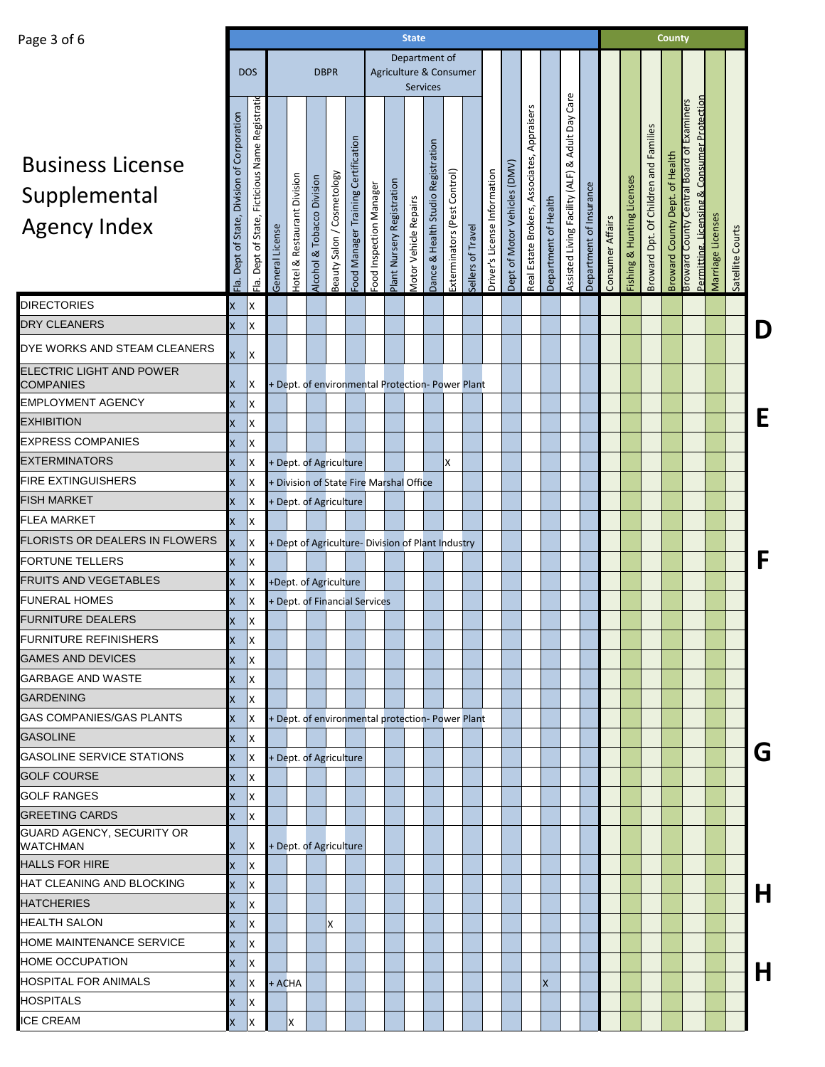# Business License Supplemental Agency Index

| | State | | | | | | | | | | | | | | | | | | | County | | | | | | | |
|---|---|---|---|---|---|---|---|---|---|---|---|---|---|---|---|---|---|---|---|---|---|---|---|---|---|---|---|
| | DOS | | DBPR | | | | | Department of Agriculture & Consumer Services | | | | | | | | | | | | | | | | | | | |
| | Fla. Dept of State, Division of Corporation | Fla. Dept of State, Ficticious Name Registration | General License | Hotel & Restaurant Division | Alcohol & Tobacco Division | Beauty Salon / Cosmetology | Food Manager Training Certification | Food Inspection Manager | Plant Nursery Registration | Motor Vehicle Repairs | Dance & Health Studio Registration | Exterminators (Pest Control) | Sellers of Travel | Driver's License Information | Dept of Motor Vehicles (DMV) | Real Estate Brokers, Associates, Appraisers | Department of Health | Assisted Living Facility (ALF) & Adult Day Care | Department of Insurance | Consumer Affairs | Fishing & Hunting Licenses | Broward Dpt. Of Children and Families | Broward County Dept. of Health | Broward County Central Board of Examiners | Permitting, Licensing & Consumer Protection | Marriage Licenses | Satellite Courts |
| **D** | | | | | | | | | | | | | | | | | | | | | | | | | | | |
| DIRECTORIES | X | X | | | | | | | | | | | | | | | | | | | | | | | | | |
| DRY CLEANERS | X | X | | | | | | | | | | | | | | | | | | | | | | | | | |
| DYE WORKS AND STEAM CLEANERS | X | X | | | | | | | | | | | | | | | | | | | | | | | | | |
| **E** | | | | | | | | | | | | | | | | | | | | | | | | | | | |
| ELECTRIC LIGHT AND POWER COMPANIES | X | X | + Dept. of environmental Protection- Power Plant | | | | | | | | | | | | | | | | | | | | | | | | |
| EMPLOYMENT AGENCY | X | X | | | | | | | | | | | | | | | | | | | | | | | | | |
| EXHIBITION | X | X | | | | | | | | | | | | | | | | | | | | | | | | | |
| EXPRESS COMPANIES | X | X | | | | | | | | | | | | | | | | | | | | | | | | | |
| EXTERMINATORS | X | X | + Dept. of Agriculture | | | | | | | | | X | | | | | | | | | | | | | | | |
| **F** | | | | | | | | | | | | | | | | | | | | | | | | | | | |
| FIRE EXTINGUISHERS | X | X | + Division of State Fire Marshal Office | | | | | | | | | | | | | | | | | | | | | | | | |
| FISH MARKET | X | X | + Dept. of Agriculture | | | | | | | | | | | | | | | | | | | | | | | | |
| FLEA MARKET | X | X | | | | | | | | | | | | | | | | | | | | | | | | | |
| FLORISTS OR DEALERS IN FLOWERS | X | X | + Dept of Agriculture- Division of Plant Industry | | | | | | | | | | | | | | | | | | | | | | | | |
| FORTUNE TELLERS | X | X | | | | | | | | | | | | | | | | | | | | | | | | | |
| FRUITS AND VEGETABLES | X | X | +Dept. of Agriculture | | | | | | | | | | | | | | | | | | | | | | | | |
| FUNERAL HOMES | X | X | + Dept. of Financial Services | | | | | | | | | | | | | | | | | | | | | | | | |
| FURNITURE DEALERS | X | X | | | | | | | | | | | | | | | | | | | | | | | | | |
| FURNITURE REFINISHERS | X | X | | | | | | | | | | | | | | | | | | | | | | | | | |
| **G** | | | | | | | | | | | | | | | | | | | | | | | | | | | |
| GAMES AND DEVICES | X | X | | | | | | | | | | | | | | | | | | | | | | | | | |
| GARBAGE AND WASTE | X | X | | | | | | | | | | | | | | | | | | | | | | | | | |
| GARDENING | X | X | | | | | | | | | | | | | | | | | | | | | | | | | |
| GAS COMPANIES/GAS PLANTS | X | X | + Dept. of environmental protection- Power Plant | | | | | | | | | | | | | | | | | | | | | | | | |
| GASOLINE | X | X | | | | | | | | | | | | | | | | | | | | | | | | | |
| GASOLINE SERVICE STATIONS | X | X | + Dept. of Agriculture | | | | | | | | | | | | | | | | | | | | | | | | |
| GOLF COURSE | X | X | | | | | | | | | | | | | | | | | | | | | | | | | |
| GOLF RANGES | X | X | | | | | | | | | | | | | | | | | | | | | | | | | |
| GREETING CARDS | X | X | | | | | | | | | | | | | | | | | | | | | | | | | |
| GUARD AGENCY, SECURITY OR WATCHMAN | X | X | + Dept. of Agriculture | | | | | | | | | | | | | | | | | | | | | | | | |
| **H** | | | | | | | | | | | | | | | | | | | | | | | | | | | |
| HALLS FOR HIRE | X | X | | | | | | | | | | | | | | | | | | | | | | | | | |
| HAT CLEANING AND BLOCKING | X | X | | | | | | | | | | | | | | | | | | | | | | | | | |
| HATCHERIES | X | X | | | | | | | | | | | | | | | | | | | | | | | | | |
| HEALTH SALON | X | X | | | | X | | | | | | | | | | | | | | | | | | | | | |
| HOME MAINTENANCE SERVICE | X | X | | | | | | | | | | | | | | | | | | | | | | | | | |
| HOME OCCUPATION | X | X | | | | | | | | | | | | | | | | | | | | | | | | | |
| HOSPITAL FOR ANIMALS | X | X | + ACHA | | | | | | | | | | | | | | X | | | | | | | | | | |
| HOSPITALS | X | X | | | | | | | | | | | | | | | | | | | | | | | | | |
| ICE CREAM | X | X | | X | | | | | | | | | | | | | | | | | | | | | | | |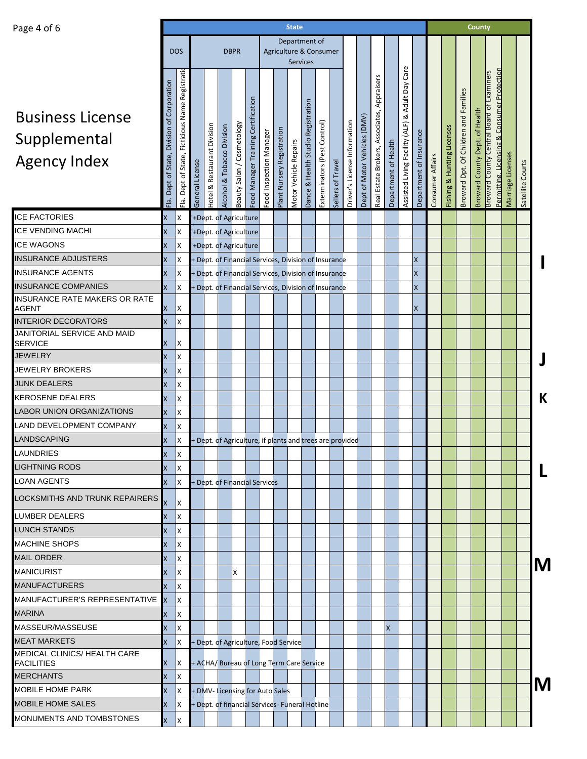# Business License Supplemental Agency Index

| | State | | | | | | | | | | | | | | | | | | | County | | | | | | |
|---|---|---|---|---|---|---|---|---|---|---|---|---|---|---|---|---|---|---|---|---|---|---|---|---|---|---|
| | DOS | | DBPR | | | | | Department of Agriculture & Consumer Services | | | | | | | | | | | | | | | | | | |
| | Fla. Dept of State, Division of Corporation | Fla. Dept of State, Ficticious Name Registration | General License | Hotel & Restaurant Division | Alcohol & Tobacco Division | Beauty Salon / Cosmetology | Food Manager Training Certification | Food Inspection Manager | Plant Nursery Registration | Motor Vehicle Repairs | Dance & Health Studio Registration | Exterminators (Pest Control) | Sellers of Travel | Driver's License Information | Dept of Motor Vehicles (DMV) | Real Estate Brokers, Associates, Appraisers | Department of Health | Assisted Living Facility (ALF) & Adult Day Care | Department of Insurance | Consumer Affairs | Fishing & Hunting Licenses | Broward Dpt. Of Children and Families | Broward County Dept. of Health | Broward County Central Board of Examiners Permitting, Licensing & Consumer Protection | Marriage Licenses | Satellite Courts |
| ICE FACTORIES | X | X | '+Dept. of Agriculture | | | | | | | | | | | | | | | | | | | | | | | |
| ICE VENDING MACHI | X | X | '+Dept. of Agriculture | | | | | | | | | | | | | | | | | | | | | | | |
| ICE WAGONS | X | X | '+Dept. of Agriculture | | | | | | | | | | | | | | | | | | | | | | | |
| INSURANCE ADJUSTERS | X | X | + Dept. of Financial Services, Division of Insurance | | | | | | | | | | | | | | | | X | | | | | | | |
| INSURANCE AGENTS | X | X | + Dept. of Financial Services, Division of Insurance | | | | | | | | | | | | | | | | X | | | | | | | |
| INSURANCE COMPANIES | X | X | + Dept. of Financial Services, Division of Insurance | | | | | | | | | | | | | | | | X | | | | | | | |
| INSURANCE RATE MAKERS OR RATE AGENT | X | X | | | | | | | | | | | | | | | | | X | | | | | | | |
| INTERIOR DECORATORS | X | X | | | | | | | | | | | | | | | | | | | | | | | | |
| JANITORIAL SERVICE AND MAID SERVICE | X | X | | | | | | | | | | | | | | | | | | | | | | | | |
| JEWELRY | X | X | | | | | | | | | | | | | | | | | | | | | | | | |
| JEWELRY BROKERS | X | X | | | | | | | | | | | | | | | | | | | | | | | | |
| JUNK DEALERS | X | X | | | | | | | | | | | | | | | | | | | | | | | | |
| KEROSENE DEALERS | X | X | | | | | | | | | | | | | | | | | | | | | | | | |
| LABOR UNION ORGANIZATIONS | X | X | | | | | | | | | | | | | | | | | | | | | | | | |
| LAND DEVELOPMENT COMPANY | X | X | | | | | | | | | | | | | | | | | | | | | | | | |
| LANDSCAPING | X | X | + Dept. of Agriculture, if plants and trees are provided | | | | | | | | | | | | | | | | | | | | | | | |
| LAUNDRIES | X | X | | | | | | | | | | | | | | | | | | | | | | | | |
| LIGHTNING RODS | X | X | | | | | | | | | | | | | | | | | | | | | | | | |
| LOAN AGENTS | X | X | + Dept. of Financial Services | | | | | | | | | | | | | | | | | | | | | | | |
| LOCKSMITHS AND TRUNK REPAIRERS | X | X | | | | | | | | | | | | | | | | | | | | | | | | |
| LUMBER DEALERS | X | X | | | | | | | | | | | | | | | | | | | | | | | | |
| LUNCH STANDS | X | X | | | | | | | | | | | | | | | | | | | | | | | | |
| MACHINE SHOPS | X | X | | | | | | | | | | | | | | | | | | | | | | | | |
| MAIL ORDER | X | X | | | | | | | | | | | | | | | | | | | | | | | | |
| MANICURIST | X | X | | | | X | | | | | | | | | | | | | | | | | | | | |
| MANUFACTURERS | X | X | | | | | | | | | | | | | | | | | | | | | | | | |
| MANUFACTURER'S REPRESENTATIVE | X | X | | | | | | | | | | | | | | | | | | | | | | | | |
| MARINA | X | X | | | | | | | | | | | | | | | | | | | | | | | | |
| MASSEUR/MASSEUSE | X | X | | | | | | | | | | | | | | | X | | | | | | | | | |
| MEAT MARKETS | X | X | + Dept. of Agriculture, Food Service | | | | | | | | | | | | | | | | | | | | | | | |
| MEDICAL CLINICS/ HEALTH CARE FACILITIES | X | X | + ACHA/ Bureau of Long Term Care Service | | | | | | | | | | | | | | | | | | | | | | | |
| MERCHANTS | X | X | | | | | | | | | | | | | | | | | | | | | | | | |
| MOBILE HOME PARK | X | X | + DMV- Licensing for Auto Sales | | | | | | | | | | | | | | | | | | | | | | | |
| MOBILE HOME SALES | X | X | + Dept. of financial Services- Funeral Hotline | | | | | | | | | | | | | | | | | | | | | | | |
| MONUMENTS AND TOMBSTONES | X | X | | | | | | | | | | | | | | | | | | | | | | | | |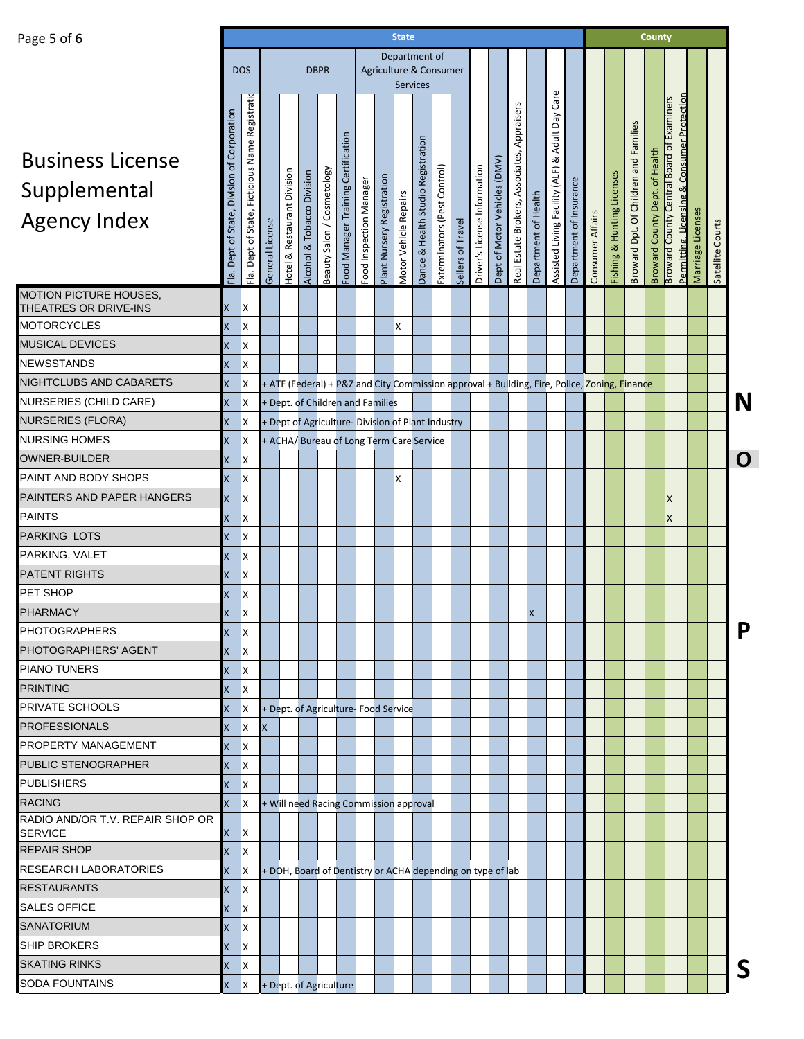# Business License Supplemental Agency Index

| | State | | | | | | | | | | | | | | | | | | | County | | | | | | |
|---|---|---|---|---|---|---|---|---|---|---|---|---|---|---|---|---|---|---|---|---|---|---|---|---|---|---|
| | DOS | | DBPR | | | | | Department of Agriculture & Consumer Services | | | | | | | | | | | | | | | | | | |
| | Fla. Dept of State, Division of Corporation | Fla. Dept of State, Ficticious Name Registratio | General License | Hotel & Restaurant Division | Alcohol & Tobacco Division | Beauty Salon / Cosmetology | Food Manager Training Certification | Food Inspection Manager | Plant Nursery Registration | Motor Vehicle Repairs | Dance & Health Studio Registration | Exterminators (Pest Control) | Sellers of Travel | Driver's License Information | Dept of Motor Vehicles (DMV) | Real Estate Brokers, Associates, Appraisers | Department of Health | Assisted Living Facility (ALF) & Adult Day Care | Department of Insurance | Consumer Affairs | Fishing & Hunting Licenses | Broward Dpt. Of Children and Families | Broward County Dept. of Health | Broward County Central Board of Examiners Permitting, Licensing & Consumer Protection | Marriage Licenses | Satellite Courts |
| MOTION PICTURE HOUSES, THEATRES OR DRIVE-INS | X | X | | | | | | | | | | | | | | | | | | | | | | | | |
| MOTORCYCLES | X | X | | | | | | | | X | | | | | | | | | | | | | | | | |
| MUSICAL DEVICES | X | X | | | | | | | | | | | | | | | | | | | | | | | | |
| NEWSSTANDS | X | X | | | | | | | | | | | | | | | | | | | | | | | | |
| NIGHTCLUBS AND CABARETS | X | X | + ATF (Federal) + P&Z and City Commission approval + Building, Fire, Police, Zoning, Finance | | | | | | | | | | | | | | | | | | | | | | | |
| NURSERIES (CHILD CARE) | X | X | + Dept. of Children and Families | | | | | | | | | | | | | | | | | | | | | | | |
| NURSERIES (FLORA) | X | X | + Dept of Agriculture- Division of Plant Industry | | | | | | | | | | | | | | | | | | | | | | | |
| NURSING HOMES | X | X | + ACHA/ Bureau of Long Term Care Service | | | | | | | | | | | | | | | | | | | | | | | |
| OWNER-BUILDER | X | X | | | | | | | | | | | | | | | | | | | | | | | | |
| PAINT AND BODY SHOPS | X | X | | | | | | | | X | | | | | | | | | | | | | | | | |
| PAINTERS AND PAPER HANGERS | X | X | | | | | | | | | | | | | | | | | | | | | | X | | |
| PAINTS | X | X | | | | | | | | | | | | | | | | | | | | | | X | | |
| PARKING LOTS | X | X | | | | | | | | | | | | | | | | | | | | | | | | |
| PARKING, VALET | X | X | | | | | | | | | | | | | | | | | | | | | | | | |
| PATENT RIGHTS | X | X | | | | | | | | | | | | | | | | | | | | | | | | |
| PET SHOP | X | X | | | | | | | | | | | | | | | | | | | | | | | | |
| PHARMACY | X | X | | | | | | | | | | | | | | | X | | | | | | | | | |
| PHOTOGRAPHERS | X | X | | | | | | | | | | | | | | | | | | | | | | | | |
| PHOTOGRAPHERS' AGENT | X | X | | | | | | | | | | | | | | | | | | | | | | | | |
| PIANO TUNERS | X | X | | | | | | | | | | | | | | | | | | | | | | | | |
| PRINTING | X | X | | | | | | | | | | | | | | | | | | | | | | | | |
| PRIVATE SCHOOLS | X | X | + Dept. of Agriculture- Food Service | | | | | | | | | | | | | | | | | | | | | | | |
| PROFESSIONALS | X | X | X | | | | | | | | | | | | | | | | | | | | | | | |
| PROPERTY MANAGEMENT | X | X | | | | | | | | | | | | | | | | | | | | | | | | |
| PUBLIC STENOGRAPHER | X | X | | | | | | | | | | | | | | | | | | | | | | | | |
| PUBLISHERS | X | X | | | | | | | | | | | | | | | | | | | | | | | | |
| RACING | X | X | + Will need Racing Commission approval | | | | | | | | | | | | | | | | | | | | | | | |
| RADIO AND/OR T.V. REPAIR SHOP OR SERVICE | X | X | | | | | | | | | | | | | | | | | | | | | | | | |
| REPAIR SHOP | X | X | | | | | | | | | | | | | | | | | | | | | | | | |
| RESEARCH LABORATORIES | X | X | + DOH, Board of Dentistry or ACHA depending on type of lab | | | | | | | | | | | | | | | | | | | | | | | |
| RESTAURANTS | X | X | | | | | | | | | | | | | | | | | | | | | | | | |
| SALES OFFICE | X | X | | | | | | | | | | | | | | | | | | | | | | | | |
| SANATORIUM | X | X | | | | | | | | | | | | | | | | | | | | | | | | |
| SHIP BROKERS | X | X | | | | | | | | | | | | | | | | | | | | | | | | |
| SKATING RINKS | X | X | | | | | | | | | | | | | | | | | | | | | | | | |
| SODA FOUNTAINS | X | X | + Dept. of Agriculture | | | | | | | | | | | | | | | | | | | | | | | |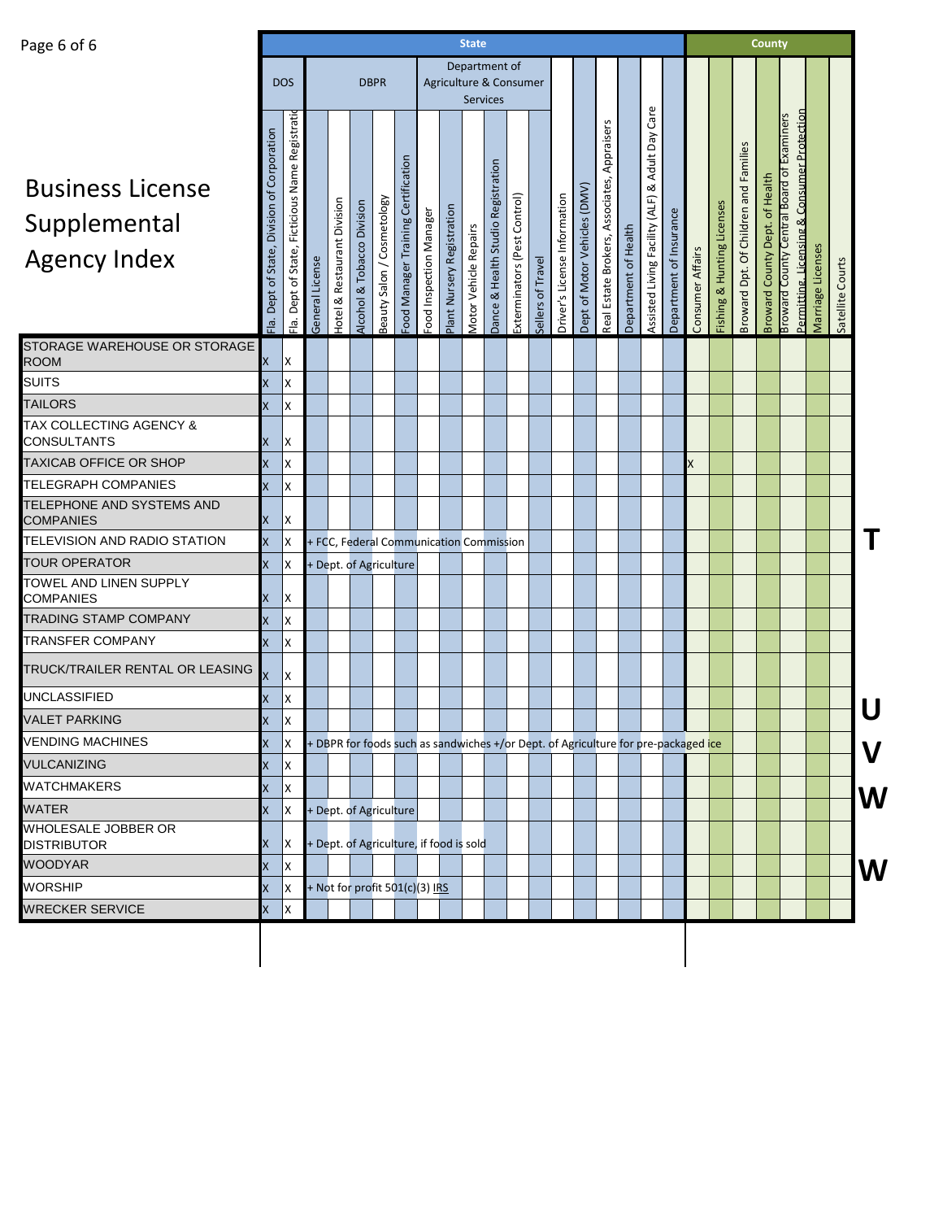# Business License Supplemental Agency Index

| | State | | | | | | | | | | | | | | | | | | | County | | | | | | |
|---|---|---|---|---|---|---|---|---|---|---|---|---|---|---|---|---|---|---|---|---|---|---|---|---|---|---|
| | DOS | | DBPR | | | | | Department of Agriculture & Consumer Services | | | | | | | | | | | | | | | | | | |
| | Fla. Dept of State, Division of Corporation | Fla. Dept of State, Ficticious Name Registratio | General License | Hotel & Restaurant Division | Alcohol & Tobacco Division | Beauty Salon / Cosmetology | Food Manager Training Certification | Food Inspection Manager | Plant Nursery Registration | Motor Vehicle Repairs | Dance & Health Studio Registration | Exterminators (Pest Control) | Sellers of Travel | Driver's License Information | Dept of Motor Vehicles (DMV) | Real Estate Brokers, Associates, Appraisers | Department of Health | Assisted Living Facility (ALF) & Adult Day Care | Department of Insurance | Consumer Affairs | Fishing & Hunting Licenses | Broward Dpt. Of Children and Families | Broward County Dept. of Health | Broward County Central Board of Examiners Permitting, Licensing & Consumer Protection | Marriage Licenses | Satellite Courts |
| STORAGE WAREHOUSE OR STORAGE ROOM | X | X | | | | | | | | | | | | | | | | | | | | | | | | |
| SUITS | X | X | | | | | | | | | | | | | | | | | | | | | | | | |
| TAILORS | X | X | | | | | | | | | | | | | | | | | | | | | | | | |
| TAX COLLECTING AGENCY & CONSULTANTS | X | X | | | | | | | | | | | | | | | | | | | | | | | | |
| TAXICAB OFFICE OR SHOP | X | X | | | | | | | | | | | | | | | | | | X | | | | | | |
| TELEGRAPH COMPANIES | X | X | | | | | | | | | | | | | | | | | | | | | | | | |
| TELEPHONE AND SYSTEMS AND COMPANIES | X | X | | | | | | | | | | | | | | | | | | | | | | | | |
| TELEVISION AND RADIO STATION | X | X | + FCC, Federal Communication Commission | | | | | | | | | | | | | | | | | | | | | | | |
| TOUR OPERATOR | X | X | + Dept. of Agriculture | | | | | | | | | | | | | | | | | | | | | | | |
| TOWEL AND LINEN SUPPLY COMPANIES | X | X | | | | | | | | | | | | | | | | | | | | | | | | |
| TRADING STAMP COMPANY | X | X | | | | | | | | | | | | | | | | | | | | | | | | |
| TRANSFER COMPANY | X | X | | | | | | | | | | | | | | | | | | | | | | | | |
| TRUCK/TRAILER RENTAL OR LEASING | X | X | | | | | | | | | | | | | | | | | | | | | | | | |
| UNCLASSIFIED | X | X | | | | | | | | | | | | | | | | | | | | | | | | |
| VALET PARKING | X | X | | | | | | | | | | | | | | | | | | | | | | | | |
| VENDING MACHINES | X | X | + DBPR for foods such as sandwiches +/or Dept. of Agriculture for pre-packaged ice | | | | | | | | | | | | | | | | | | | | | | | |
| VULCANIZING | X | X | | | | | | | | | | | | | | | | | | | | | | | | |
| WATCHMAKERS | X | X | | | | | | | | | | | | | | | | | | | | | | | | |
| WATER | X | X | + Dept. of Agriculture | | | | | | | | | | | | | | | | | | | | | | | |
| WHOLESALE JOBBER OR DISTRIBUTOR | X | X | + Dept. of Agriculture, if food is sold | | | | | | | | | | | | | | | | | | | | | | | |
| WOODYAR | X | X | | | | | | | | | | | | | | | | | | | | | | | | |
| WORSHIP | X | X | + Not for profit 501(c)(3) IRS | | | | | | | | | | | | | | | | | | | | | | | |
| WRECKER SERVICE | X | X | | | | | | | | | | | | | | | | | | | | | | | | |

T

U

V

W

W